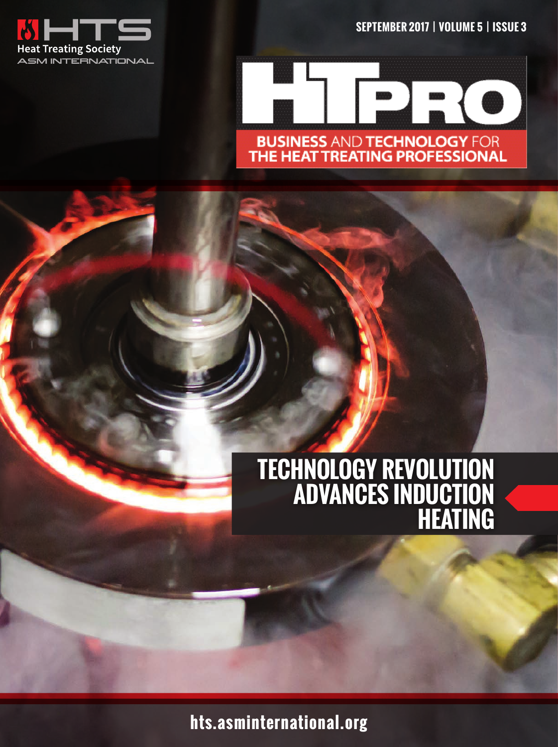HTS
Heat Treating Society
ASM INTERNATIONAL

SEPTEMBER 2017 | VOLUME 5 | ISSUE 3

# HTPRO

BUSINESS AND TECHNOLOGY FOR THE HEAT TREATING PROFESSIONAL

## TECHNOLOGY REVOLUTION ADVANCES INDUCTION HEATING

hts.asminternational.org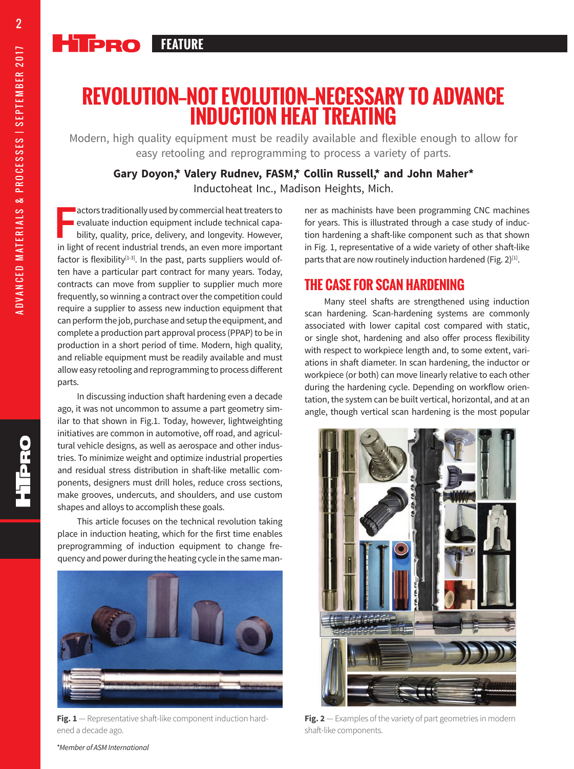# REVOLUTION–NOT EVOLUTION–NECESSARY TO ADVANCE INDUCTION HEAT TREATING

Modern, high quality equipment must be readily available and flexible enough to allow for easy retooling and reprogramming to process a variety of parts.

**Gary Doyon,* Valery Rudnev, FASM,* Collin Russell,* and John Maher***
Inductoheat Inc., Madison Heights, Mich.

Factors traditionally used by commercial heat treaters to evaluate induction equipment include technical capability, quality, price, delivery, and longevity. However, in light of recent industrial trends, an even more important factor is flexibility[1-3]. In the past, parts suppliers would often have a particular part contract for many years. Today, contracts can move from supplier to supplier much more frequently, so winning a contract over the competition could require a supplier to assess new induction equipment that can perform the job, purchase and setup the equipment, and complete a production part approval process (PPAP) to be in production in a short period of time. Modern, high quality, and reliable equipment must be readily available and must allow easy retooling and reprogramming to process different parts.

In discussing induction shaft hardening even a decade ago, it was not uncommon to assume a part geometry similar to that shown in Fig.1. Today, however, lightweighting initiatives are common in automotive, off road, and agricultural vehicle designs, as well as aerospace and other industries. To minimize weight and optimize industrial properties and residual stress distribution in shaft-like metallic components, designers must drill holes, reduce cross sections, make grooves, undercuts, and shoulders, and use custom shapes and alloys to accomplish these goals.

This article focuses on the technical revolution taking place in induction heating, which for the first time enables preprogramming of induction equipment to change frequency and power during the heating cycle in the same manner as machinists have been programming CNC machines for years. This is illustrated through a case study of induction hardening a shaft-like component such as that shown in Fig. 1, representative of a wide variety of other shaft-like parts that are now routinely induction hardened (Fig. 2)[1].

**Fig. 1** — Representative shaft-like component induction hardened a decade ago.

## THE CASE FOR SCAN HARDENING

Many steel shafts are strengthened using induction scan hardening. Scan-hardening systems are commonly associated with lower capital cost compared with static, or single shot, hardening and also offer process flexibility with respect to workpiece length and, to some extent, variations in shaft diameter. In scan hardening, the inductor or workpiece (or both) can move linearly relative to each other during the hardening cycle. Depending on workflow orientation, the system can be built vertical, horizontal, and at an angle, though vertical scan hardening is the most popular

**Fig. 2** — Examples of the variety of part geometries in modern shaft-like components.

*Member of ASM International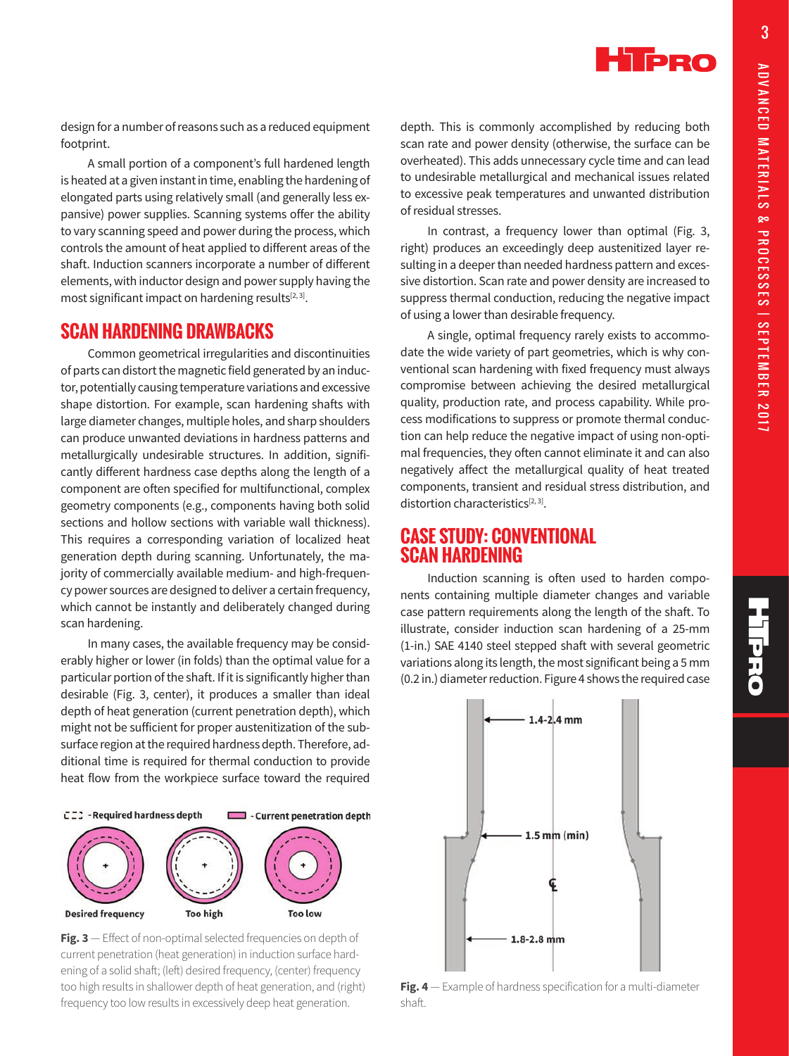design for a number of reasons such as a reduced equipment footprint.

A small portion of a component's full hardened length is heated at a given instant in time, enabling the hardening of elongated parts using relatively small (and generally less expansive) power supplies. Scanning systems offer the ability to vary scanning speed and power during the process, which controls the amount of heat applied to different areas of the shaft. Induction scanners incorporate a number of different elements, with inductor design and power supply having the most significant impact on hardening results[2, 3].

## SCAN HARDENING DRAWBACKS

Common geometrical irregularities and discontinuities of parts can distort the magnetic field generated by an inductor, potentially causing temperature variations and excessive shape distortion. For example, scan hardening shafts with large diameter changes, multiple holes, and sharp shoulders can produce unwanted deviations in hardness patterns and metallurgically undesirable structures. In addition, significantly different hardness case depths along the length of a component are often specified for multifunctional, complex geometry components (e.g., components having both solid sections and hollow sections with variable wall thickness). This requires a corresponding variation of localized heat generation depth during scanning. Unfortunately, the majority of commercially available medium- and high-frequency power sources are designed to deliver a certain frequency, which cannot be instantly and deliberately changed during scan hardening.

In many cases, the available frequency may be considerably higher or lower (in folds) than the optimal value for a particular portion of the shaft. If it is significantly higher than desirable (Fig. 3, center), it produces a smaller than ideal depth of heat generation (current penetration depth), which might not be sufficient for proper austenitization of the subsurface region at the required hardness depth. Therefore, additional time is required for thermal conduction to provide heat flow from the workpiece surface toward the required depth. This is commonly accomplished by reducing both scan rate and power density (otherwise, the surface can be overheated). This adds unnecessary cycle time and can lead to undesirable metallurgical and mechanical issues related to excessive peak temperatures and unwanted distribution of residual stresses.

In contrast, a frequency lower than optimal (Fig. 3, right) produces an exceedingly deep austenitized layer resulting in a deeper than needed hardness pattern and excessive distortion. Scan rate and power density are increased to suppress thermal conduction, reducing the negative impact of using a lower than desirable frequency.

A single, optimal frequency rarely exists to accommodate the wide variety of part geometries, which is why conventional scan hardening with fixed frequency must always compromise between achieving the desired metallurgical quality, production rate, and process capability. While process modifications to suppress or promote thermal conduction can help reduce the negative impact of using non-optimal frequencies, they often cannot eliminate it and can also negatively affect the metallurgical quality of heat treated components, transient and residual stress distribution, and distortion characteristics[2, 3].

- Required hardness depth; - Current penetration depth

Desired frequency; Too high; Too low

**Fig. 3** — Effect of non-optimal selected frequencies on depth of current penetration (heat generation) in induction surface hardening of a solid shaft; (left) desired frequency, (center) frequency too high results in shallower depth of heat generation, and (right) frequency too low results in excessively deep heat generation.

## CASE STUDY: CONVENTIONAL SCAN HARDENING

Induction scanning is often used to harden components containing multiple diameter changes and variable case pattern requirements along the length of the shaft. To illustrate, consider induction scan hardening of a 25-mm (1-in.) SAE 4140 steel stepped shaft with several geometric variations along its length, the most significant being a 5 mm (0.2 in.) diameter reduction. Figure 4 shows the required case

1.4-2.4 mm; 1.5 mm (min); 1.8-2.8 mm

**Fig. 4** — Example of hardness specification for a multi-diameter shaft.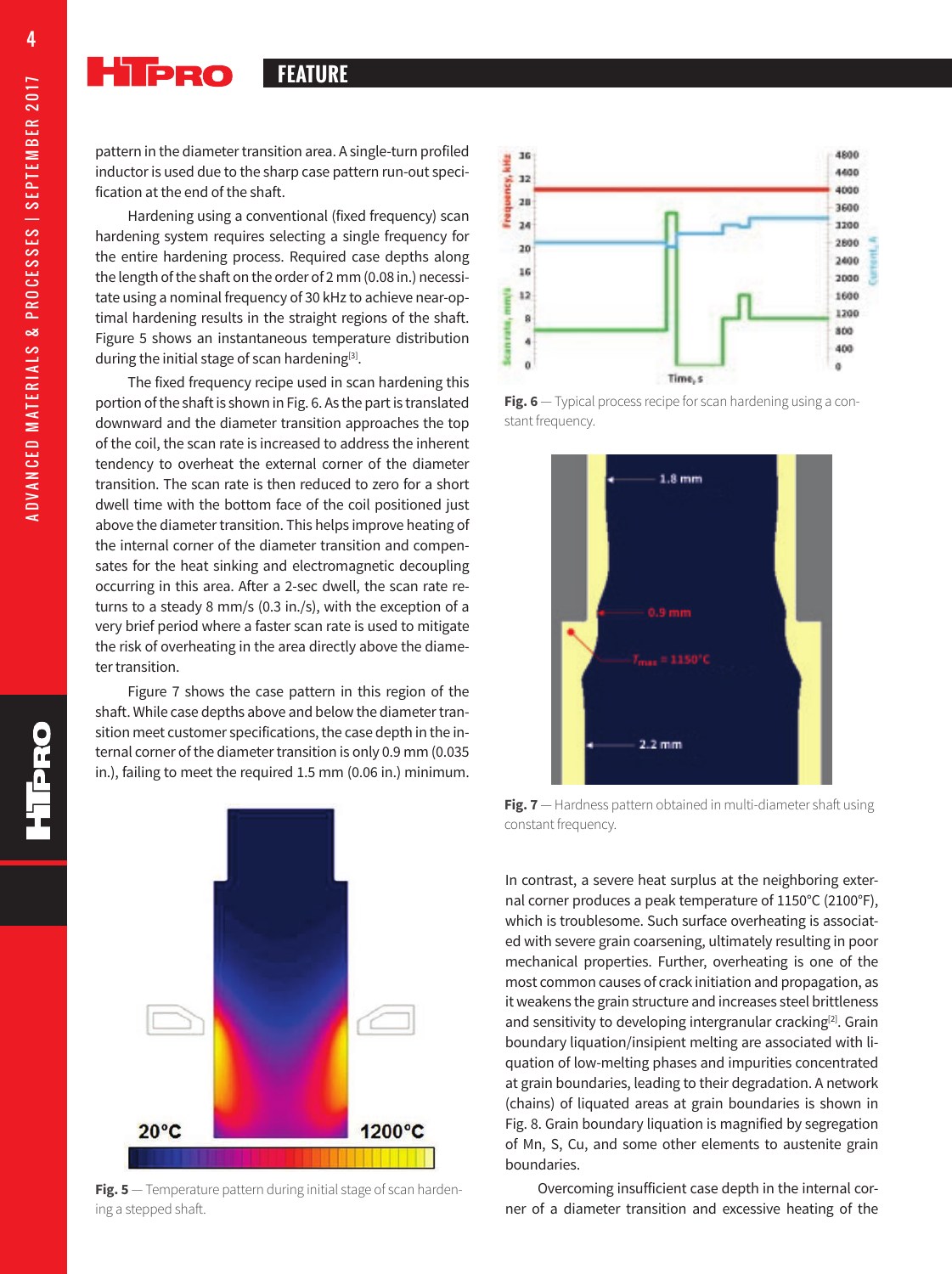pattern in the diameter transition area. A single-turn profiled inductor is used due to the sharp case pattern run-out specification at the end of the shaft.

Hardening using a conventional (fixed frequency) scan hardening system requires selecting a single frequency for the entire hardening process. Required case depths along the length of the shaft on the order of 2 mm (0.08 in.) necessitate using a nominal frequency of 30 kHz to achieve near-optimal hardening results in the straight regions of the shaft. Figure 5 shows an instantaneous temperature distribution during the initial stage of scan hardening[3].

The fixed frequency recipe used in scan hardening this portion of the shaft is shown in Fig. 6. As the part is translated downward and the diameter transition approaches the top of the coil, the scan rate is increased to address the inherent tendency to overheat the external corner of the diameter transition. The scan rate is then reduced to zero for a short dwell time with the bottom face of the coil positioned just above the diameter transition. This helps improve heating of the internal corner of the diameter transition and compensates for the heat sinking and electromagnetic decoupling occurring in this area. After a 2-sec dwell, the scan rate returns to a steady 8 mm/s (0.3 in./s), with the exception of a very brief period where a faster scan rate is used to mitigate the risk of overheating in the area directly above the diameter transition.

Figure 7 shows the case pattern in this region of the shaft. While case depths above and below the diameter transition meet customer specifications, the case depth in the internal corner of the diameter transition is only 0.9 mm (0.035 in.), failing to meet the required 1.5 mm (0.06 in.) minimum.

**Fig. 5** — Temperature pattern during initial stage of scan hardening a stepped shaft.

**Fig. 6** — Typical process recipe for scan hardening using a constant frequency.

**Fig. 7** — Hardness pattern obtained in multi-diameter shaft using constant frequency.

In contrast, a severe heat surplus at the neighboring external corner produces a peak temperature of 1150°C (2100°F), which is troublesome. Such surface overheating is associated with severe grain coarsening, ultimately resulting in poor mechanical properties. Further, overheating is one of the most common causes of crack initiation and propagation, as it weakens the grain structure and increases steel brittleness and sensitivity to developing intergranular cracking[2]. Grain boundary liquation/insipient melting are associated with liquation of low-melting phases and impurities concentrated at grain boundaries, leading to their degradation. A network (chains) of liquated areas at grain boundaries is shown in Fig. 8. Grain boundary liquation is magnified by segregation of Mn, S, Cu, and some other elements to austenite grain boundaries.

Overcoming insufficient case depth in the internal corner of a diameter transition and excessive heating of the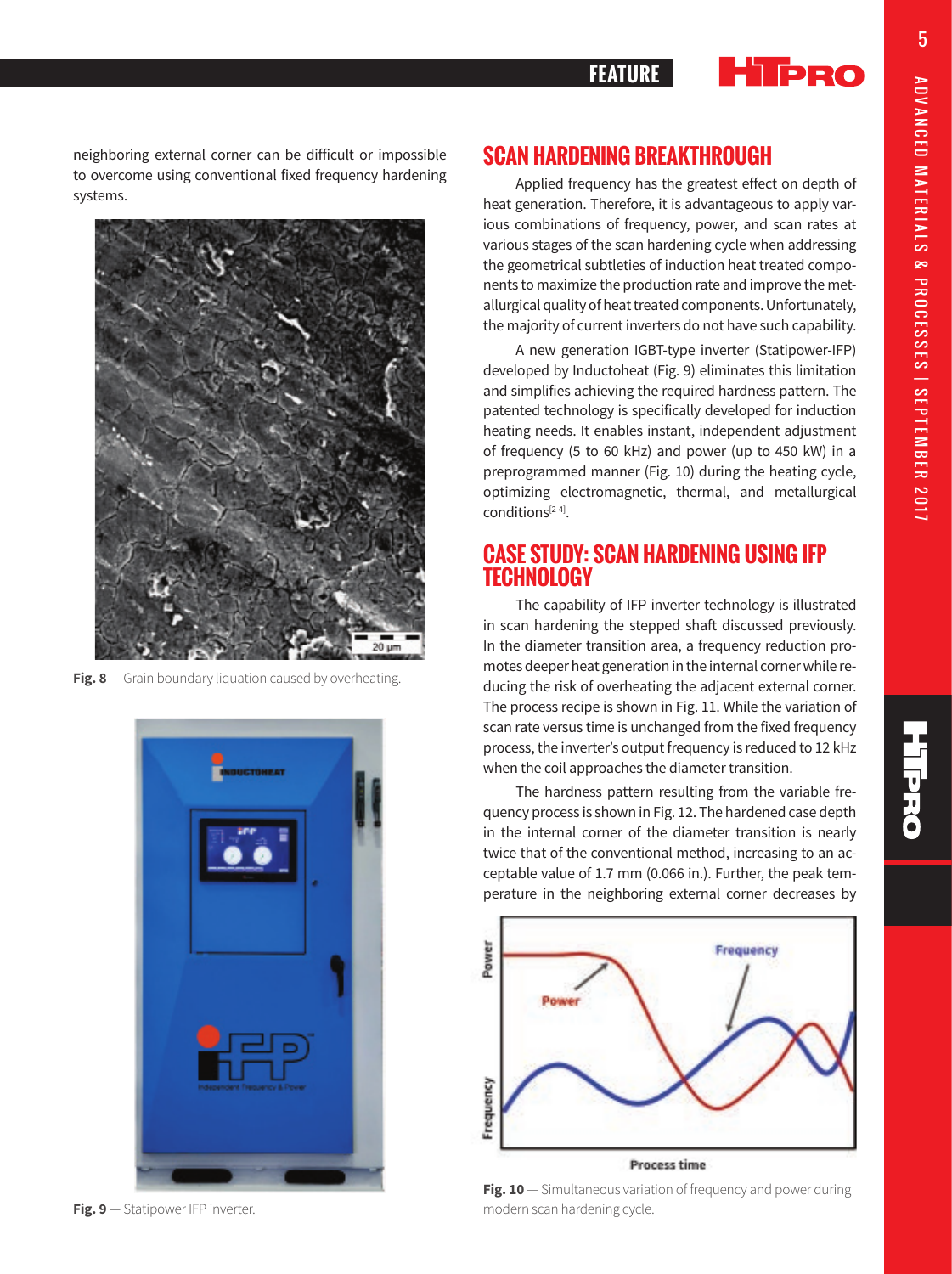neighboring external corner can be difficult or impossible to overcome using conventional fixed frequency hardening systems.

Fig. 8 — Grain boundary liquation caused by overheating.

Fig. 9 — Statipower IFP inverter.

## SCAN HARDENING BREAKTHROUGH

Applied frequency has the greatest effect on depth of heat generation. Therefore, it is advantageous to apply various combinations of frequency, power, and scan rates at various stages of the scan hardening cycle when addressing the geometrical subtleties of induction heat treated components to maximize the production rate and improve the metallurgical quality of heat treated components. Unfortunately, the majority of current inverters do not have such capability.

A new generation IGBT-type inverter (Statipower-IFP) developed by Inductoheat (Fig. 9) eliminates this limitation and simplifies achieving the required hardness pattern. The patented technology is specifically developed for induction heating needs. It enables instant, independent adjustment of frequency (5 to 60 kHz) and power (up to 450 kW) in a preprogrammed manner (Fig. 10) during the heating cycle, optimizing electromagnetic, thermal, and metallurgical conditions[2-4].

## CASE STUDY: SCAN HARDENING USING IFP TECHNOLOGY

The capability of IFP inverter technology is illustrated in scan hardening the stepped shaft discussed previously. In the diameter transition area, a frequency reduction promotes deeper heat generation in the internal corner while reducing the risk of overheating the adjacent external corner. The process recipe is shown in Fig. 11. While the variation of scan rate versus time is unchanged from the fixed frequency process, the inverter's output frequency is reduced to 12 kHz when the coil approaches the diameter transition.

The hardness pattern resulting from the variable frequency process is shown in Fig. 12. The hardened case depth in the internal corner of the diameter transition is nearly twice that of the conventional method, increasing to an acceptable value of 1.7 mm (0.066 in.). Further, the peak temperature in the neighboring external corner decreases by

Fig. 10 — Simultaneous variation of frequency and power during modern scan hardening cycle.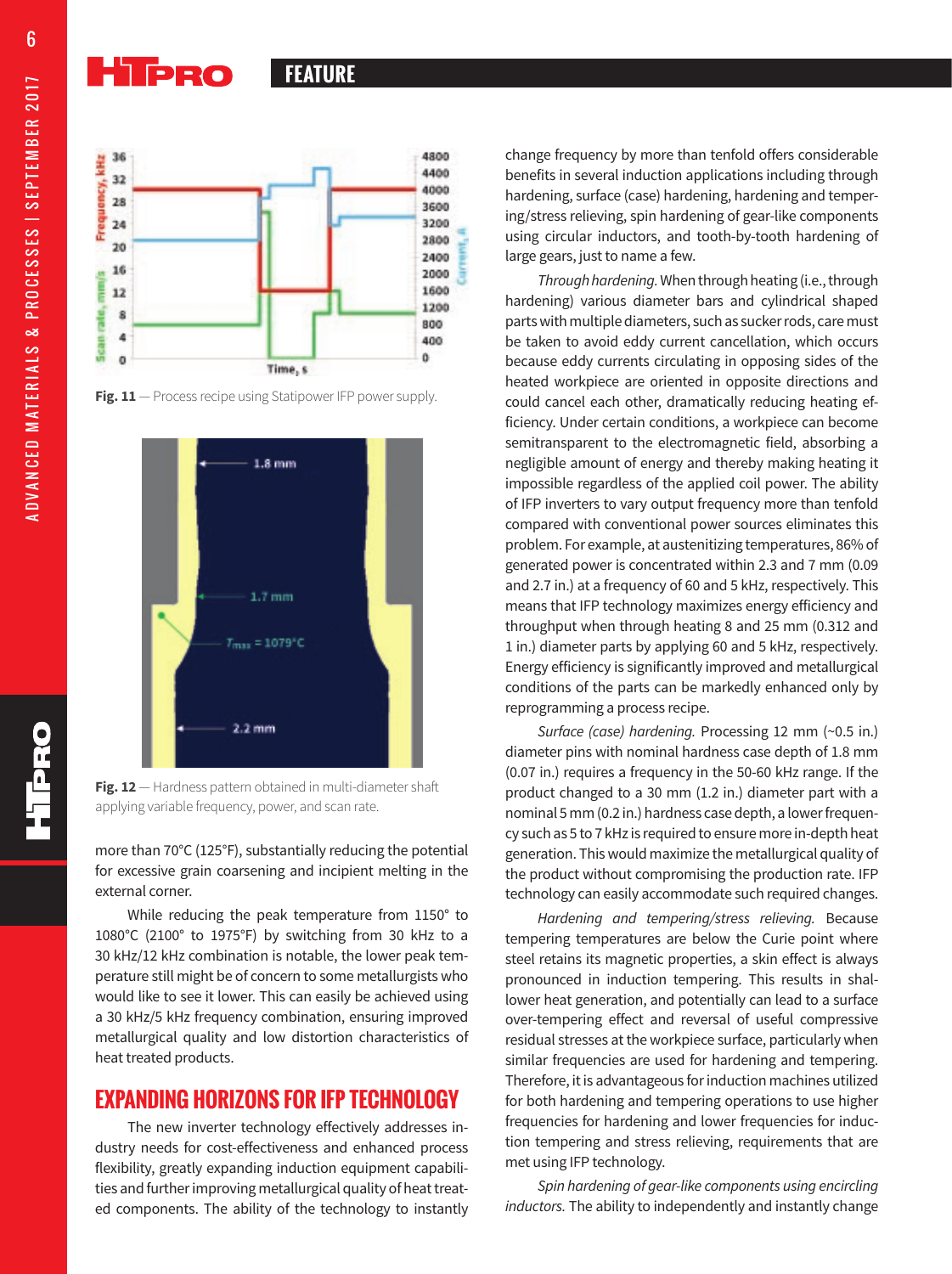Fig. 11 — Process recipe using Statipower IFP power supply.

Fig. 12 — Hardness pattern obtained in multi-diameter shaft applying variable frequency, power, and scan rate.

more than 70°C (125°F), substantially reducing the potential for excessive grain coarsening and incipient melting in the external corner.

While reducing the peak temperature from 1150° to 1080°C (2100° to 1975°F) by switching from 30 kHz to a 30 kHz/12 kHz combination is notable, the lower peak temperature still might be of concern to some metallurgists who would like to see it lower. This can easily be achieved using a 30 kHz/5 kHz frequency combination, ensuring improved metallurgical quality and low distortion characteristics of heat treated products.

## EXPANDING HORIZONS FOR IFP TECHNOLOGY

The new inverter technology effectively addresses industry needs for cost-effectiveness and enhanced process flexibility, greatly expanding induction equipment capabilities and further improving metallurgical quality of heat treated components. The ability of the technology to instantly change frequency by more than tenfold offers considerable benefits in several induction applications including through hardening, surface (case) hardening, hardening and tempering/stress relieving, spin hardening of gear-like components using circular inductors, and tooth-by-tooth hardening of large gears, just to name a few.

*Through hardening.* When through heating (i.e., through hardening) various diameter bars and cylindrical shaped parts with multiple diameters, such as sucker rods, care must be taken to avoid eddy current cancellation, which occurs because eddy currents circulating in opposing sides of the heated workpiece are oriented in opposite directions and could cancel each other, dramatically reducing heating efficiency. Under certain conditions, a workpiece can become semitransparent to the electromagnetic field, absorbing a negligible amount of energy and thereby making heating it impossible regardless of the applied coil power. The ability of IFP inverters to vary output frequency more than tenfold compared with conventional power sources eliminates this problem. For example, at austenitizing temperatures, 86% of generated power is concentrated within 2.3 and 7 mm (0.09 and 2.7 in.) at a frequency of 60 and 5 kHz, respectively. This means that IFP technology maximizes energy efficiency and throughput when through heating 8 and 25 mm (0.312 and 1 in.) diameter parts by applying 60 and 5 kHz, respectively. Energy efficiency is significantly improved and metallurgical conditions of the parts can be markedly enhanced only by reprogramming a process recipe.

*Surface (case) hardening.* Processing 12 mm (~0.5 in.) diameter pins with nominal hardness case depth of 1.8 mm (0.07 in.) requires a frequency in the 50-60 kHz range. If the product changed to a 30 mm (1.2 in.) diameter part with a nominal 5 mm (0.2 in.) hardness case depth, a lower frequency such as 5 to 7 kHz is required to ensure more in-depth heat generation. This would maximize the metallurgical quality of the product without compromising the production rate. IFP technology can easily accommodate such required changes.

*Hardening and tempering/stress relieving.* Because tempering temperatures are below the Curie point where steel retains its magnetic properties, a skin effect is always pronounced in induction tempering. This results in shallower heat generation, and potentially can lead to a surface over-tempering effect and reversal of useful compressive residual stresses at the workpiece surface, particularly when similar frequencies are used for hardening and tempering. Therefore, it is advantageous for induction machines utilized for both hardening and tempering operations to use higher frequencies for hardening and lower frequencies for induction tempering and stress relieving, requirements that are met using IFP technology.

*Spin hardening of gear-like components using encircling inductors.* The ability to independently and instantly change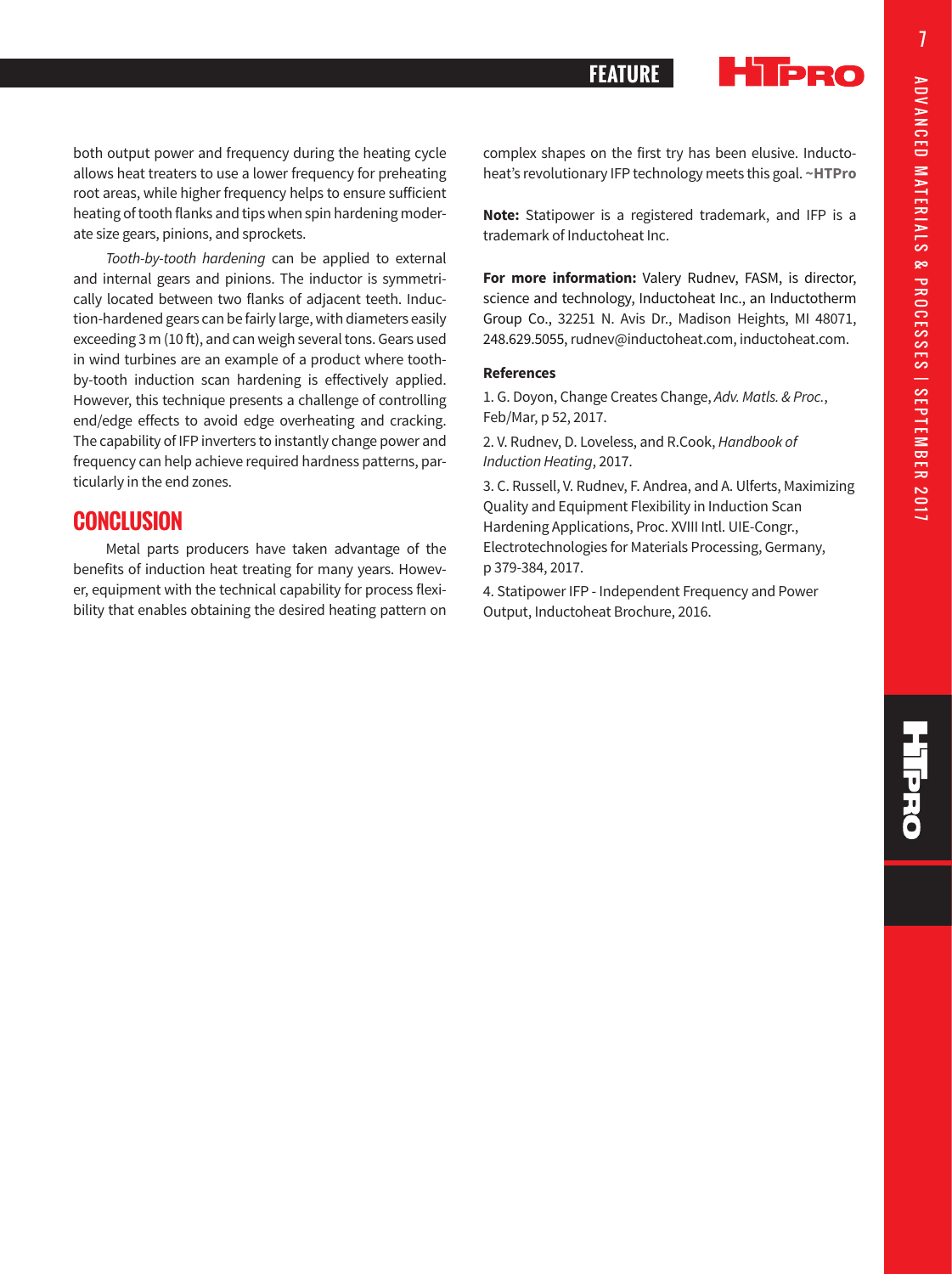both output power and frequency during the heating cycle allows heat treaters to use a lower frequency for preheating root areas, while higher frequency helps to ensure sufficient heating of tooth flanks and tips when spin hardening moderate size gears, pinions, and sprockets.

*Tooth-by-tooth hardening* can be applied to external and internal gears and pinions. The inductor is symmetrically located between two flanks of adjacent teeth. Induction-hardened gears can be fairly large, with diameters easily exceeding 3 m (10 ft), and can weigh several tons. Gears used in wind turbines are an example of a product where tooth-by-tooth induction scan hardening is effectively applied. However, this technique presents a challenge of controlling end/edge effects to avoid edge overheating and cracking. The capability of IFP inverters to instantly change power and frequency can help achieve required hardness patterns, particularly in the end zones.

## CONCLUSION

Metal parts producers have taken advantage of the benefits of induction heat treating for many years. However, equipment with the technical capability for process flexibility that enables obtaining the desired heating pattern on complex shapes on the first try has been elusive. Inductoheat's revolutionary IFP technology meets this goal. **~HTPro**

**Note:** Statipower is a registered trademark, and IFP is a trademark of Inductoheat Inc.

**For more information:** Valery Rudnev, FASM, is director, science and technology, Inductoheat Inc., an Inductotherm Group Co., 32251 N. Avis Dr., Madison Heights, MI 48071, 248.629.5055, rudnev@inductoheat.com, inductoheat.com.

**References**

1. G. Doyon, Change Creates Change, *Adv. Matls. & Proc.*, Feb/Mar, p 52, 2017.

2. V. Rudnev, D. Loveless, and R.Cook, *Handbook of Induction Heating*, 2017.

3. C. Russell, V. Rudnev, F. Andrea, and A. Ulferts, Maximizing Quality and Equipment Flexibility in Induction Scan Hardening Applications, Proc. XVIII Intl. UIE-Congr., Electrotechnologies for Materials Processing, Germany, p 379-384, 2017.

4. Statipower IFP - Independent Frequency and Power Output, Inductoheat Brochure, 2016.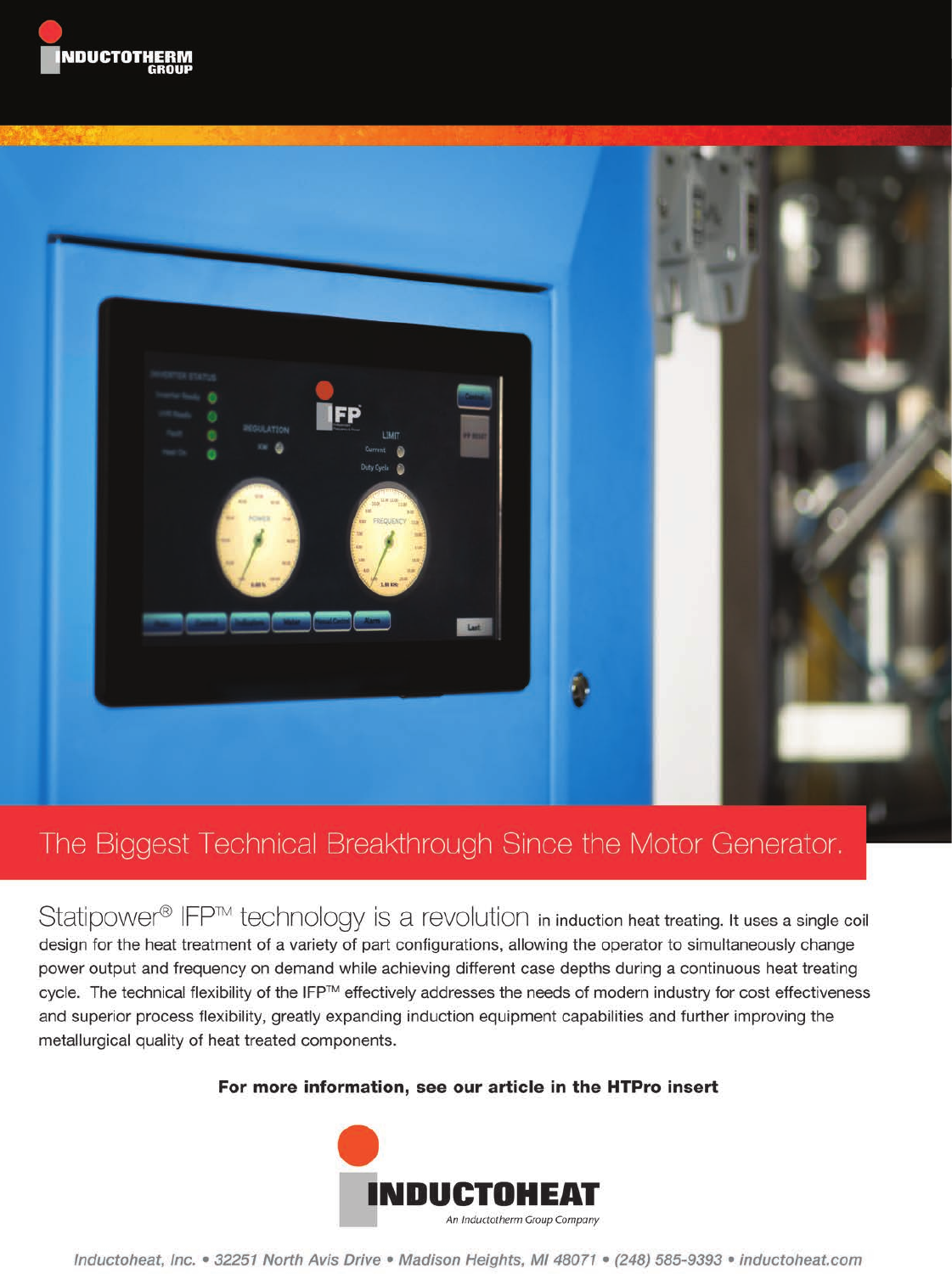INDUCTOTHERM GROUP

## The Biggest Technical Breakthrough Since the Motor Generator.

Statipower® IFP™ technology is a revolution in induction heat treating. It uses a single coil design for the heat treatment of a variety of part configurations, allowing the operator to simultaneously change power output and frequency on demand while achieving different case depths during a continuous heat treating cycle. The technical flexibility of the IFP™ effectively addresses the needs of modern industry for cost effectiveness and superior process flexibility, greatly expanding induction equipment capabilities and further improving the metallurgical quality of heat treated components.

**For more information, see our article in the HTPro insert**

INDUCTOHEAT

*An Inductotherm Group Company*

*Inductoheat, Inc. • 32251 North Avis Drive • Madison Heights, MI 48071 • (248) 585-9393 • inductoheat.com*